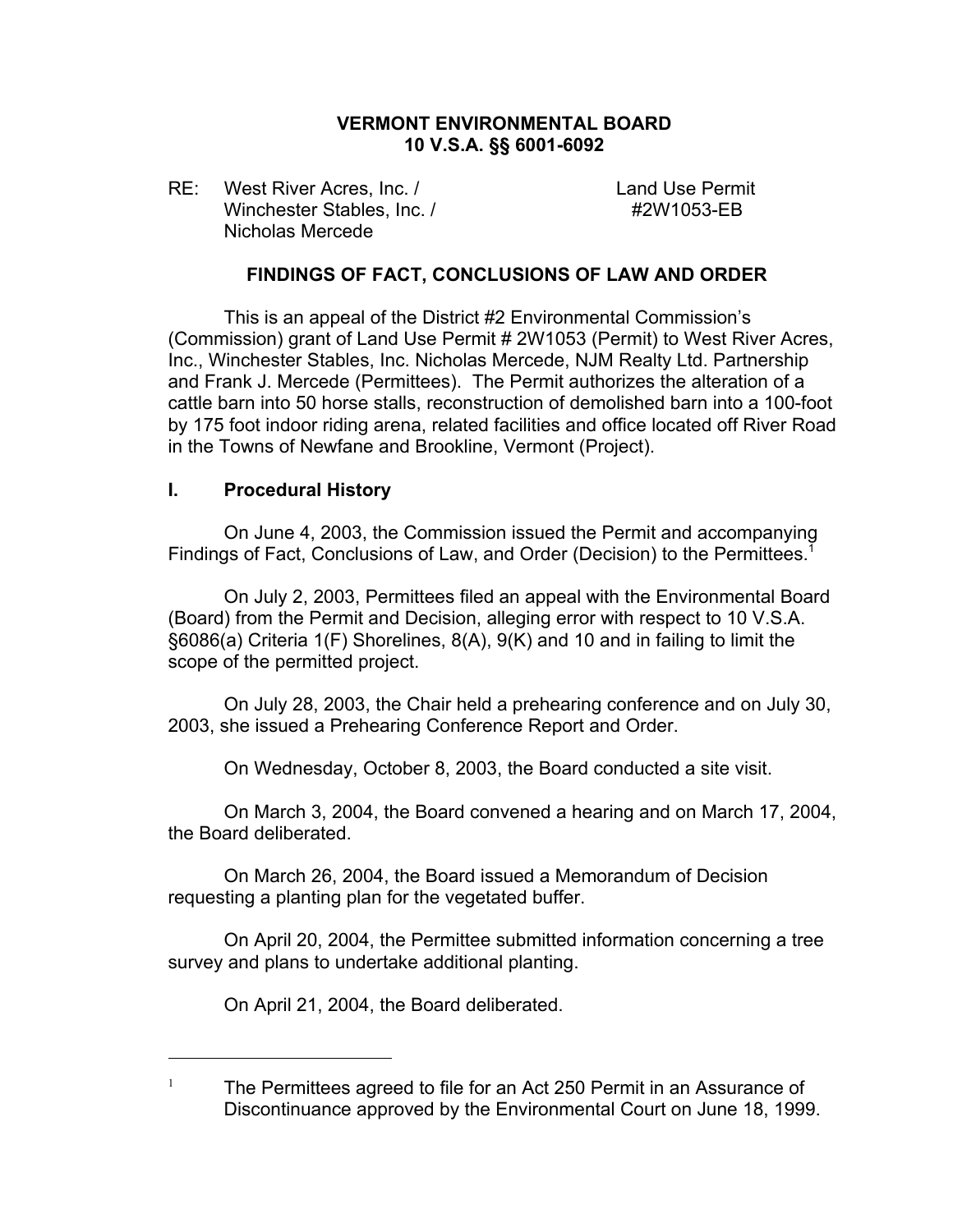**VERMONT ENVIRONMENTAL BOARD**
**10 V.S.A. §§ 6001-6092**

RE: West River Acres, Inc. / Winchester Stables, Inc. / Nicholas Mercede

Land Use Permit #2W1053-EB

**FINDINGS OF FACT, CONCLUSIONS OF LAW AND ORDER**

This is an appeal of the District #2 Environmental Commission's (Commission) grant of Land Use Permit # 2W1053 (Permit) to West River Acres, Inc., Winchester Stables, Inc. Nicholas Mercede, NJM Realty Ltd. Partnership and Frank J. Mercede (Permittees). The Permit authorizes the alteration of a cattle barn into 50 horse stalls, reconstruction of demolished barn into a 100-foot by 175 foot indoor riding arena, related facilities and office located off River Road in the Towns of Newfane and Brookline, Vermont (Project).

## I. Procedural History

On June 4, 2003, the Commission issued the Permit and accompanying Findings of Fact, Conclusions of Law, and Order (Decision) to the Permittees.[1]

On July 2, 2003, Permittees filed an appeal with the Environmental Board (Board) from the Permit and Decision, alleging error with respect to 10 V.S.A. §6086(a) Criteria 1(F) Shorelines, 8(A), 9(K) and 10 and in failing to limit the scope of the permitted project.

On July 28, 2003, the Chair held a prehearing conference and on July 30, 2003, she issued a Prehearing Conference Report and Order.

On Wednesday, October 8, 2003, the Board conducted a site visit.

On March 3, 2004, the Board convened a hearing and on March 17, 2004, the Board deliberated.

On March 26, 2004, the Board issued a Memorandum of Decision requesting a planting plan for the vegetated buffer.

On April 20, 2004, the Permittee submitted information concerning a tree survey and plans to undertake additional planting.

On April 21, 2004, the Board deliberated.

---

[1] The Permittees agreed to file for an Act 250 Permit in an Assurance of Discontinuance approved by the Environmental Court on June 18, 1999.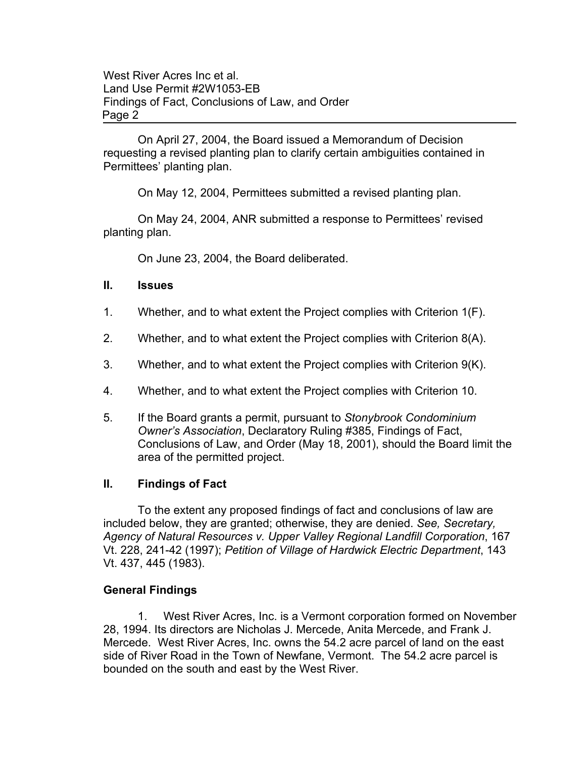On April 27, 2004, the Board issued a Memorandum of Decision requesting a revised planting plan to clarify certain ambiguities contained in Permittees' planting plan.

On May 12, 2004, Permittees submitted a revised planting plan.

On May 24, 2004, ANR submitted a response to Permittees' revised planting plan.

On June 23, 2004, the Board deliberated.

## II. Issues

1. Whether, and to what extent the Project complies with Criterion 1(F).

2. Whether, and to what extent the Project complies with Criterion 8(A).

3. Whether, and to what extent the Project complies with Criterion 9(K).

4. Whether, and to what extent the Project complies with Criterion 10.

5. If the Board grants a permit, pursuant to *Stonybrook Condominium Owner's Association*, Declaratory Ruling #385, Findings of Fact, Conclusions of Law, and Order (May 18, 2001), should the Board limit the area of the permitted project.

## II. Findings of Fact

To the extent any proposed findings of fact and conclusions of law are included below, they are granted; otherwise, they are denied. *See, Secretary, Agency of Natural Resources v. Upper Valley Regional Landfill Corporation*, 167 Vt. 228, 241-42 (1997); *Petition of Village of Hardwick Electric Department*, 143 Vt. 437, 445 (1983).

### General Findings

1. West River Acres, Inc. is a Vermont corporation formed on November 28, 1994. Its directors are Nicholas J. Mercede, Anita Mercede, and Frank J. Mercede. West River Acres, Inc. owns the 54.2 acre parcel of land on the east side of River Road in the Town of Newfane, Vermont. The 54.2 acre parcel is bounded on the south and east by the West River.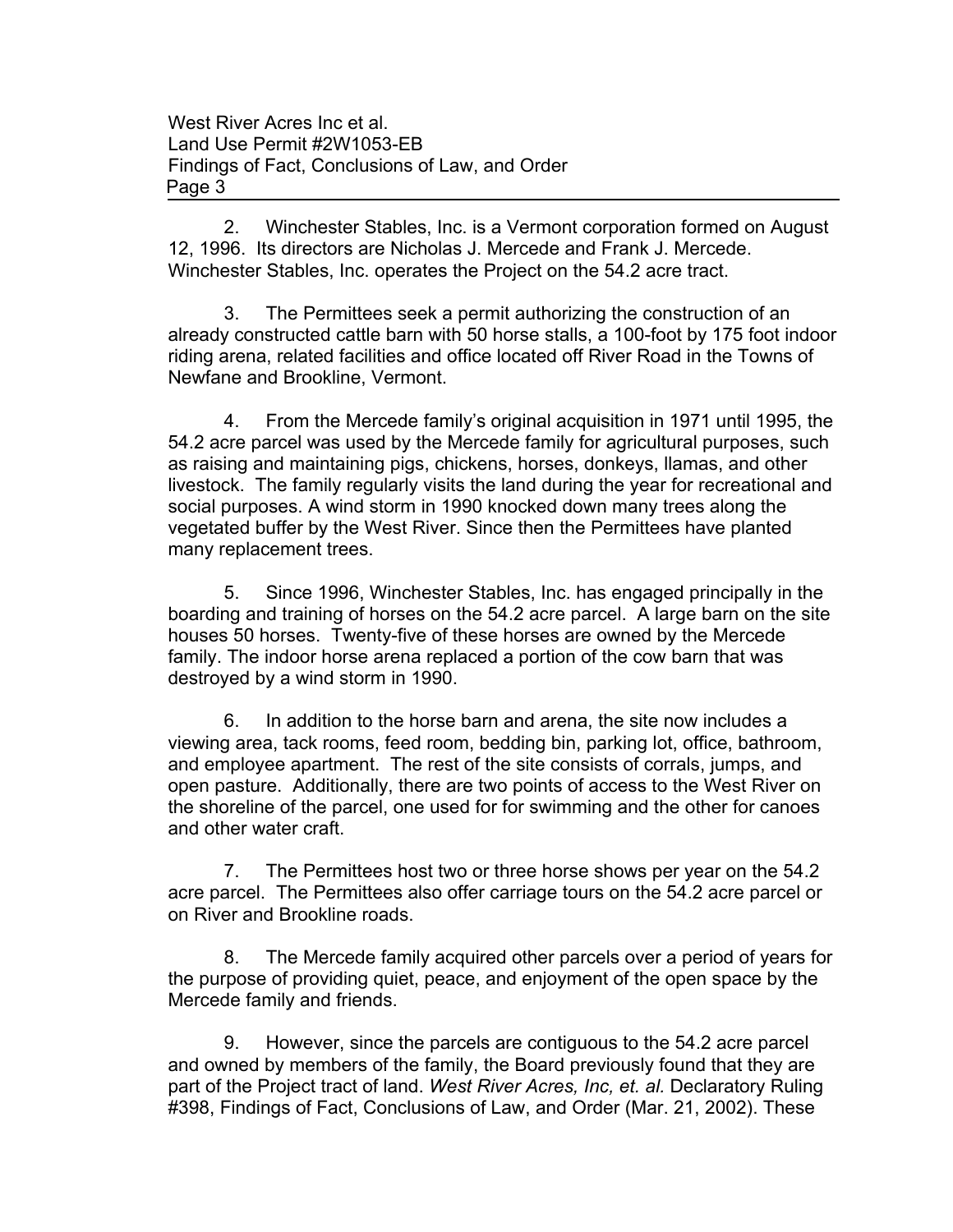2. Winchester Stables, Inc. is a Vermont corporation formed on August 12, 1996. Its directors are Nicholas J. Mercede and Frank J. Mercede. Winchester Stables, Inc. operates the Project on the 54.2 acre tract.

3. The Permittees seek a permit authorizing the construction of an already constructed cattle barn with 50 horse stalls, a 100-foot by 175 foot indoor riding arena, related facilities and office located off River Road in the Towns of Newfane and Brookline, Vermont.

4. From the Mercede family's original acquisition in 1971 until 1995, the 54.2 acre parcel was used by the Mercede family for agricultural purposes, such as raising and maintaining pigs, chickens, horses, donkeys, llamas, and other livestock. The family regularly visits the land during the year for recreational and social purposes. A wind storm in 1990 knocked down many trees along the vegetated buffer by the West River. Since then the Permittees have planted many replacement trees.

5. Since 1996, Winchester Stables, Inc. has engaged principally in the boarding and training of horses on the 54.2 acre parcel. A large barn on the site houses 50 horses. Twenty-five of these horses are owned by the Mercede family. The indoor horse arena replaced a portion of the cow barn that was destroyed by a wind storm in 1990.

6. In addition to the horse barn and arena, the site now includes a viewing area, tack rooms, feed room, bedding bin, parking lot, office, bathroom, and employee apartment. The rest of the site consists of corrals, jumps, and open pasture. Additionally, there are two points of access to the West River on the shoreline of the parcel, one used for for swimming and the other for canoes and other water craft.

7. The Permittees host two or three horse shows per year on the 54.2 acre parcel. The Permittees also offer carriage tours on the 54.2 acre parcel or on River and Brookline roads.

8. The Mercede family acquired other parcels over a period of years for the purpose of providing quiet, peace, and enjoyment of the open space by the Mercede family and friends.

9. However, since the parcels are contiguous to the 54.2 acre parcel and owned by members of the family, the Board previously found that they are part of the Project tract of land. *West River Acres, Inc, et. al.* Declaratory Ruling #398, Findings of Fact, Conclusions of Law, and Order (Mar. 21, 2002). These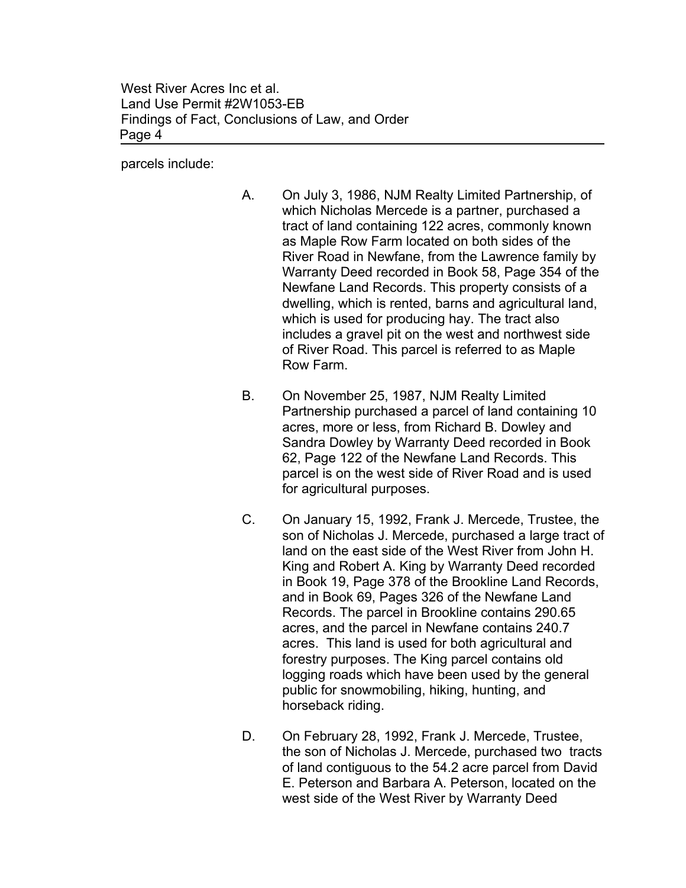parcels include:

A. On July 3, 1986, NJM Realty Limited Partnership, of which Nicholas Mercede is a partner, purchased a tract of land containing 122 acres, commonly known as Maple Row Farm located on both sides of the River Road in Newfane, from the Lawrence family by Warranty Deed recorded in Book 58, Page 354 of the Newfane Land Records. This property consists of a dwelling, which is rented, barns and agricultural land, which is used for producing hay. The tract also includes a gravel pit on the west and northwest side of River Road. This parcel is referred to as Maple Row Farm.

B. On November 25, 1987, NJM Realty Limited Partnership purchased a parcel of land containing 10 acres, more or less, from Richard B. Dowley and Sandra Dowley by Warranty Deed recorded in Book 62, Page 122 of the Newfane Land Records. This parcel is on the west side of River Road and is used for agricultural purposes.

C. On January 15, 1992, Frank J. Mercede, Trustee, the son of Nicholas J. Mercede, purchased a large tract of land on the east side of the West River from John H. King and Robert A. King by Warranty Deed recorded in Book 19, Page 378 of the Brookline Land Records, and in Book 69, Pages 326 of the Newfane Land Records. The parcel in Brookline contains 290.65 acres, and the parcel in Newfane contains 240.7 acres. This land is used for both agricultural and forestry purposes. The King parcel contains old logging roads which have been used by the general public for snowmobiling, hiking, hunting, and horseback riding.

D. On February 28, 1992, Frank J. Mercede, Trustee, the son of Nicholas J. Mercede, purchased two tracts of land contiguous to the 54.2 acre parcel from David E. Peterson and Barbara A. Peterson, located on the west side of the West River by Warranty Deed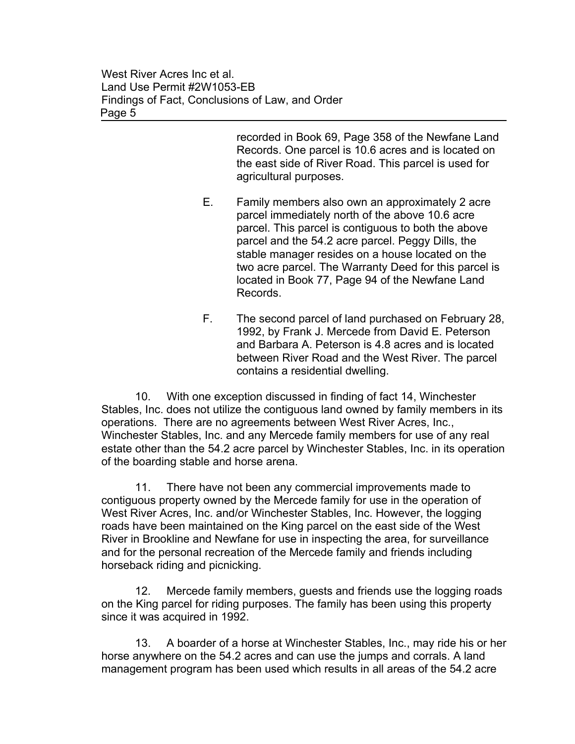recorded in Book 69, Page 358 of the Newfane Land Records. One parcel is 10.6 acres and is located on the east side of River Road. This parcel is used for agricultural purposes.

E. Family members also own an approximately 2 acre parcel immediately north of the above 10.6 acre parcel. This parcel is contiguous to both the above parcel and the 54.2 acre parcel. Peggy Dills, the stable manager resides on a house located on the two acre parcel. The Warranty Deed for this parcel is located in Book 77, Page 94 of the Newfane Land Records.

F. The second parcel of land purchased on February 28, 1992, by Frank J. Mercede from David E. Peterson and Barbara A. Peterson is 4.8 acres and is located between River Road and the West River. The parcel contains a residential dwelling.

10. With one exception discussed in finding of fact 14, Winchester Stables, Inc. does not utilize the contiguous land owned by family members in its operations. There are no agreements between West River Acres, Inc., Winchester Stables, Inc. and any Mercede family members for use of any real estate other than the 54.2 acre parcel by Winchester Stables, Inc. in its operation of the boarding stable and horse arena.

11. There have not been any commercial improvements made to contiguous property owned by the Mercede family for use in the operation of West River Acres, Inc. and/or Winchester Stables, Inc. However, the logging roads have been maintained on the King parcel on the east side of the West River in Brookline and Newfane for use in inspecting the area, for surveillance and for the personal recreation of the Mercede family and friends including horseback riding and picnicking.

12. Mercede family members, guests and friends use the logging roads on the King parcel for riding purposes. The family has been using this property since it was acquired in 1992.

13. A boarder of a horse at Winchester Stables, Inc., may ride his or her horse anywhere on the 54.2 acres and can use the jumps and corrals. A land management program has been used which results in all areas of the 54.2 acre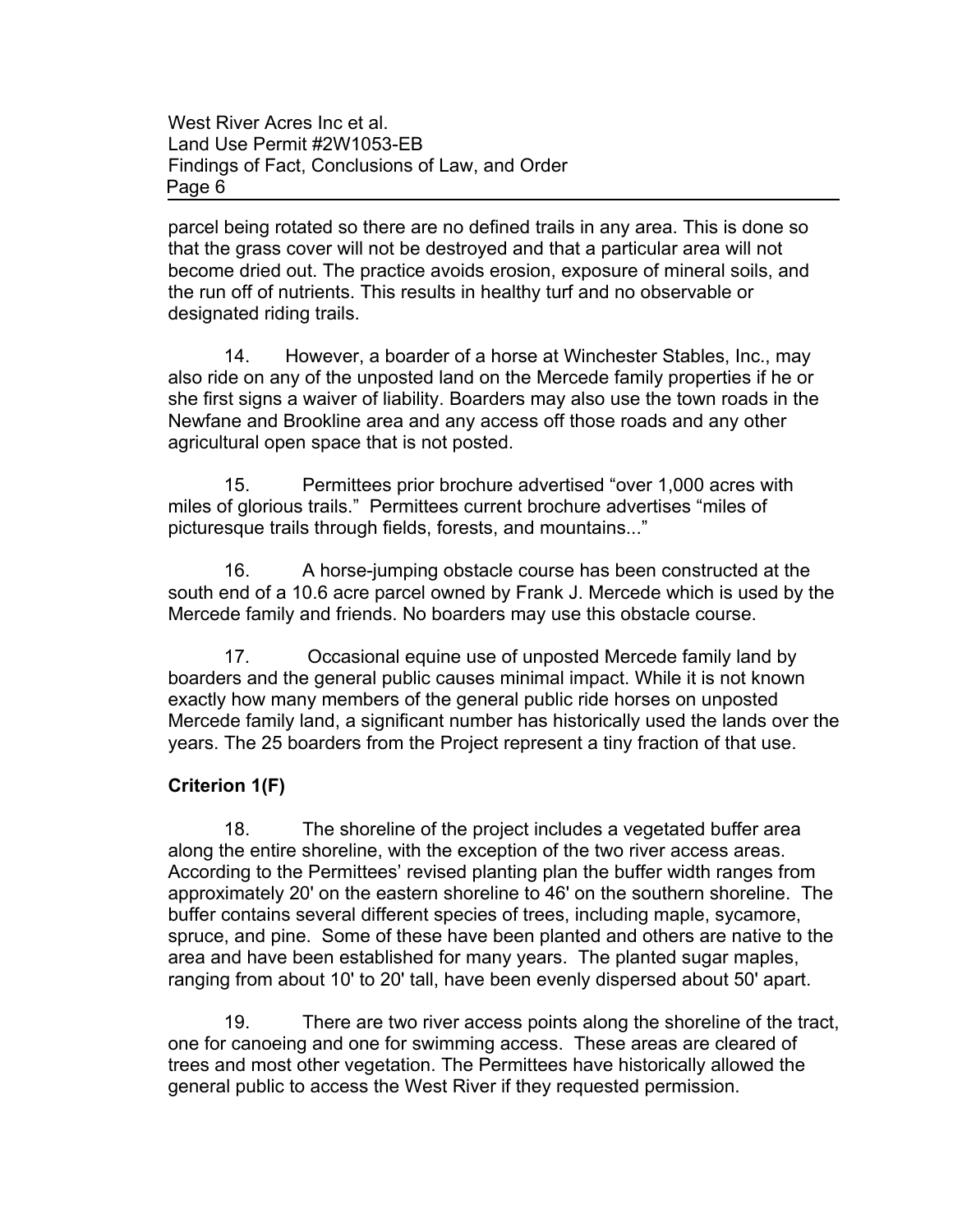parcel being rotated so there are no defined trails in any area. This is done so that the grass cover will not be destroyed and that a particular area will not become dried out. The practice avoids erosion, exposure of mineral soils, and the run off of nutrients. This results in healthy turf and no observable or designated riding trails.

14. However, a boarder of a horse at Winchester Stables, Inc., may also ride on any of the unposted land on the Mercede family properties if he or she first signs a waiver of liability. Boarders may also use the town roads in the Newfane and Brookline area and any access off those roads and any other agricultural open space that is not posted.

15. Permittees prior brochure advertised "over 1,000 acres with miles of glorious trails." Permittees current brochure advertises "miles of picturesque trails through fields, forests, and mountains..."

16. A horse-jumping obstacle course has been constructed at the south end of a 10.6 acre parcel owned by Frank J. Mercede which is used by the Mercede family and friends. No boarders may use this obstacle course.

17. Occasional equine use of unposted Mercede family land by boarders and the general public causes minimal impact. While it is not known exactly how many members of the general public ride horses on unposted Mercede family land, a significant number has historically used the lands over the years. The 25 boarders from the Project represent a tiny fraction of that use.

**Criterion 1(F)**

18. The shoreline of the project includes a vegetated buffer area along the entire shoreline, with the exception of the two river access areas. According to the Permittees' revised planting plan the buffer width ranges from approximately 20' on the eastern shoreline to 46' on the southern shoreline. The buffer contains several different species of trees, including maple, sycamore, spruce, and pine. Some of these have been planted and others are native to the area and have been established for many years. The planted sugar maples, ranging from about 10' to 20' tall, have been evenly dispersed about 50' apart.

19. There are two river access points along the shoreline of the tract, one for canoeing and one for swimming access. These areas are cleared of trees and most other vegetation. The Permittees have historically allowed the general public to access the West River if they requested permission.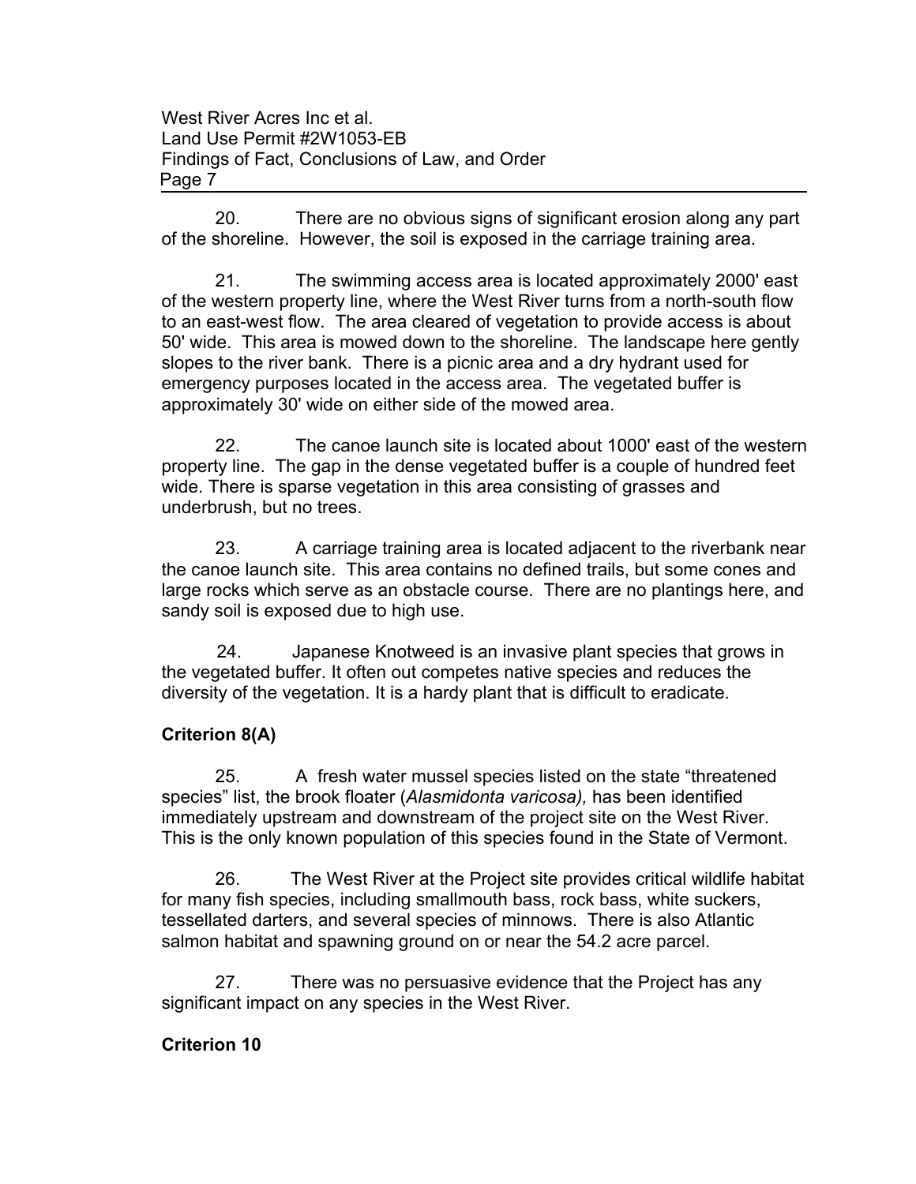20. There are no obvious signs of significant erosion along any part of the shoreline. However, the soil is exposed in the carriage training area.

21. The swimming access area is located approximately 2000' east of the western property line, where the West River turns from a north-south flow to an east-west flow. The area cleared of vegetation to provide access is about 50' wide. This area is mowed down to the shoreline. The landscape here gently slopes to the river bank. There is a picnic area and a dry hydrant used for emergency purposes located in the access area. The vegetated buffer is approximately 30' wide on either side of the mowed area.

22. The canoe launch site is located about 1000' east of the western property line. The gap in the dense vegetated buffer is a couple of hundred feet wide. There is sparse vegetation in this area consisting of grasses and underbrush, but no trees.

23. A carriage training area is located adjacent to the riverbank near the canoe launch site. This area contains no defined trails, but some cones and large rocks which serve as an obstacle course. There are no plantings here, and sandy soil is exposed due to high use.

24. Japanese Knotweed is an invasive plant species that grows in the vegetated buffer. It often out competes native species and reduces the diversity of the vegetation. It is a hardy plant that is difficult to eradicate.

**Criterion 8(A)**

25. A fresh water mussel species listed on the state "threatened species" list, the brook floater (*Alasmidonta varicosa),* has been identified immediately upstream and downstream of the project site on the West River. This is the only known population of this species found in the State of Vermont.

26. The West River at the Project site provides critical wildlife habitat for many fish species, including smallmouth bass, rock bass, white suckers, tessellated darters, and several species of minnows. There is also Atlantic salmon habitat and spawning ground on or near the 54.2 acre parcel.

27. There was no persuasive evidence that the Project has any significant impact on any species in the West River.

**Criterion 10**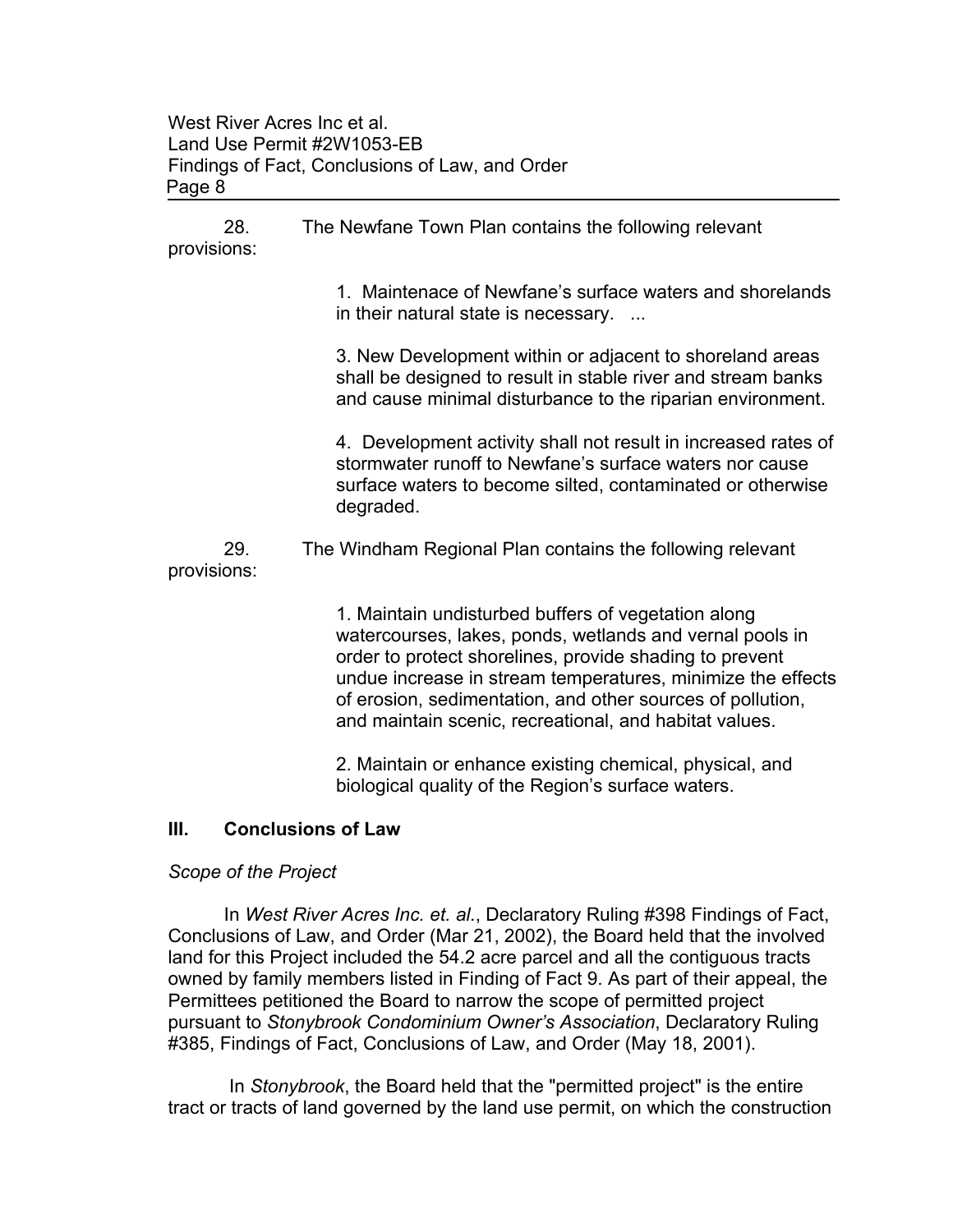28. The Newfane Town Plan contains the following relevant provisions:

> 1. Maintenace of Newfane's surface waters and shorelands in their natural state is necessary. ...
>
> 3. New Development within or adjacent to shoreland areas shall be designed to result in stable river and stream banks and cause minimal disturbance to the riparian environment.
>
> 4. Development activity shall not result in increased rates of stormwater runoff to Newfane's surface waters nor cause surface waters to become silted, contaminated or otherwise degraded.

29. The Windham Regional Plan contains the following relevant provisions:

> 1. Maintain undisturbed buffers of vegetation along watercourses, lakes, ponds, wetlands and vernal pools in order to protect shorelines, provide shading to prevent undue increase in stream temperatures, minimize the effects of erosion, sedimentation, and other sources of pollution, and maintain scenic, recreational, and habitat values.
>
> 2. Maintain or enhance existing chemical, physical, and biological quality of the Region's surface waters.

## III. Conclusions of Law

*Scope of the Project*

In *West River Acres Inc. et. al.*, Declaratory Ruling #398 Findings of Fact, Conclusions of Law, and Order (Mar 21, 2002), the Board held that the involved land for this Project included the 54.2 acre parcel and all the contiguous tracts owned by family members listed in Finding of Fact 9. As part of their appeal, the Permittees petitioned the Board to narrow the scope of permitted project pursuant to *Stonybrook Condominium Owner's Association*, Declaratory Ruling #385, Findings of Fact, Conclusions of Law, and Order (May 18, 2001).

In *Stonybrook*, the Board held that the "permitted project" is the entire tract or tracts of land governed by the land use permit, on which the construction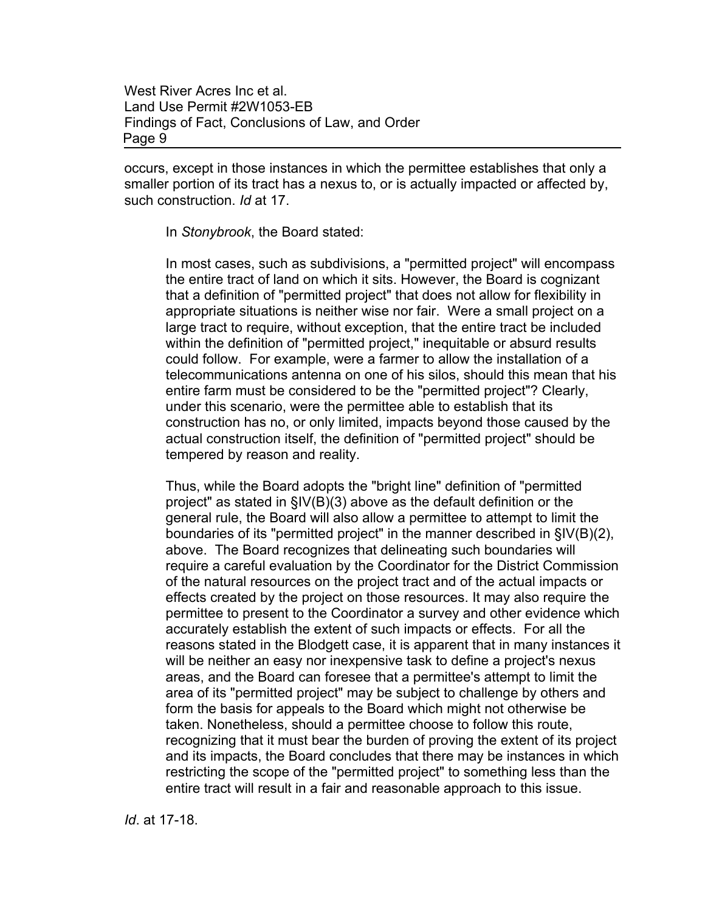occurs, except in those instances in which the permittee establishes that only a smaller portion of its tract has a nexus to, or is actually impacted or affected by, such construction. *Id* at 17.

In *Stonybrook*, the Board stated:

> In most cases, such as subdivisions, a "permitted project" will encompass the entire tract of land on which it sits. However, the Board is cognizant that a definition of "permitted project" that does not allow for flexibility in appropriate situations is neither wise nor fair. Were a small project on a large tract to require, without exception, that the entire tract be included within the definition of "permitted project," inequitable or absurd results could follow. For example, were a farmer to allow the installation of a telecommunications antenna on one of his silos, should this mean that his entire farm must be considered to be the "permitted project"? Clearly, under this scenario, were the permittee able to establish that its construction has no, or only limited, impacts beyond those caused by the actual construction itself, the definition of "permitted project" should be tempered by reason and reality.
>
> Thus, while the Board adopts the "bright line" definition of "permitted project" as stated in §IV(B)(3) above as the default definition or the general rule, the Board will also allow a permittee to attempt to limit the boundaries of its "permitted project" in the manner described in §IV(B)(2), above. The Board recognizes that delineating such boundaries will require a careful evaluation by the Coordinator for the District Commission of the natural resources on the project tract and of the actual impacts or effects created by the project on those resources. It may also require the permittee to present to the Coordinator a survey and other evidence which accurately establish the extent of such impacts or effects. For all the reasons stated in the Blodgett case, it is apparent that in many instances it will be neither an easy nor inexpensive task to define a project's nexus areas, and the Board can foresee that a permittee's attempt to limit the area of its "permitted project" may be subject to challenge by others and form the basis for appeals to the Board which might not otherwise be taken. Nonetheless, should a permittee choose to follow this route, recognizing that it must bear the burden of proving the extent of its project and its impacts, the Board concludes that there may be instances in which restricting the scope of the "permitted project" to something less than the entire tract will result in a fair and reasonable approach to this issue.

*Id*. at 17-18.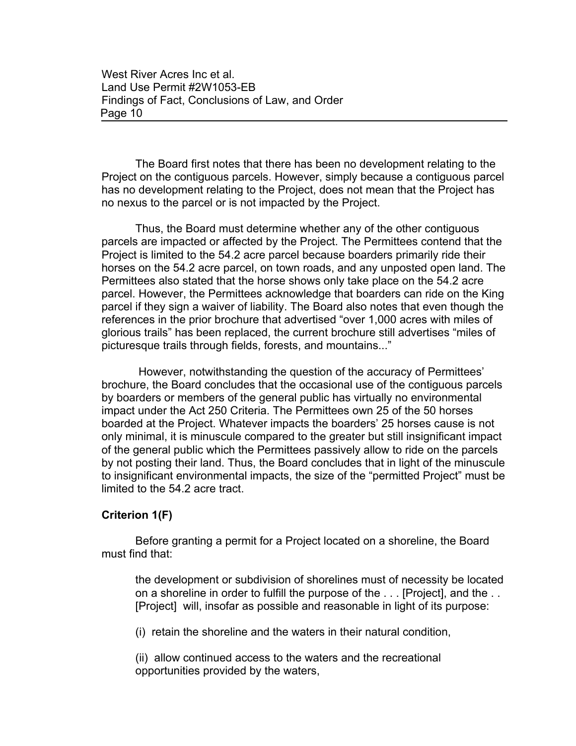The Board first notes that there has been no development relating to the Project on the contiguous parcels. However, simply because a contiguous parcel has no development relating to the Project, does not mean that the Project has no nexus to the parcel or is not impacted by the Project.

Thus, the Board must determine whether any of the other contiguous parcels are impacted or affected by the Project. The Permittees contend that the Project is limited to the 54.2 acre parcel because boarders primarily ride their horses on the 54.2 acre parcel, on town roads, and any unposted open land. The Permittees also stated that the horse shows only take place on the 54.2 acre parcel. However, the Permittees acknowledge that boarders can ride on the King parcel if they sign a waiver of liability. The Board also notes that even though the references in the prior brochure that advertised "over 1,000 acres with miles of glorious trails" has been replaced, the current brochure still advertises "miles of picturesque trails through fields, forests, and mountains..."

However, notwithstanding the question of the accuracy of Permittees' brochure, the Board concludes that the occasional use of the contiguous parcels by boarders or members of the general public has virtually no environmental impact under the Act 250 Criteria. The Permittees own 25 of the 50 horses boarded at the Project. Whatever impacts the boarders' 25 horses cause is not only minimal, it is minuscule compared to the greater but still insignificant impact of the general public which the Permittees passively allow to ride on the parcels by not posting their land. Thus, the Board concludes that in light of the minuscule to insignificant environmental impacts, the size of the "permitted Project" must be limited to the 54.2 acre tract.

**Criterion 1(F)**

Before granting a permit for a Project located on a shoreline, the Board must find that:

> the development or subdivision of shorelines must of necessity be located on a shoreline in order to fulfill the purpose of the . . . [Project], and the . . [Project] will, insofar as possible and reasonable in light of its purpose:
>
> (i) retain the shoreline and the waters in their natural condition,
>
> (ii) allow continued access to the waters and the recreational opportunities provided by the waters,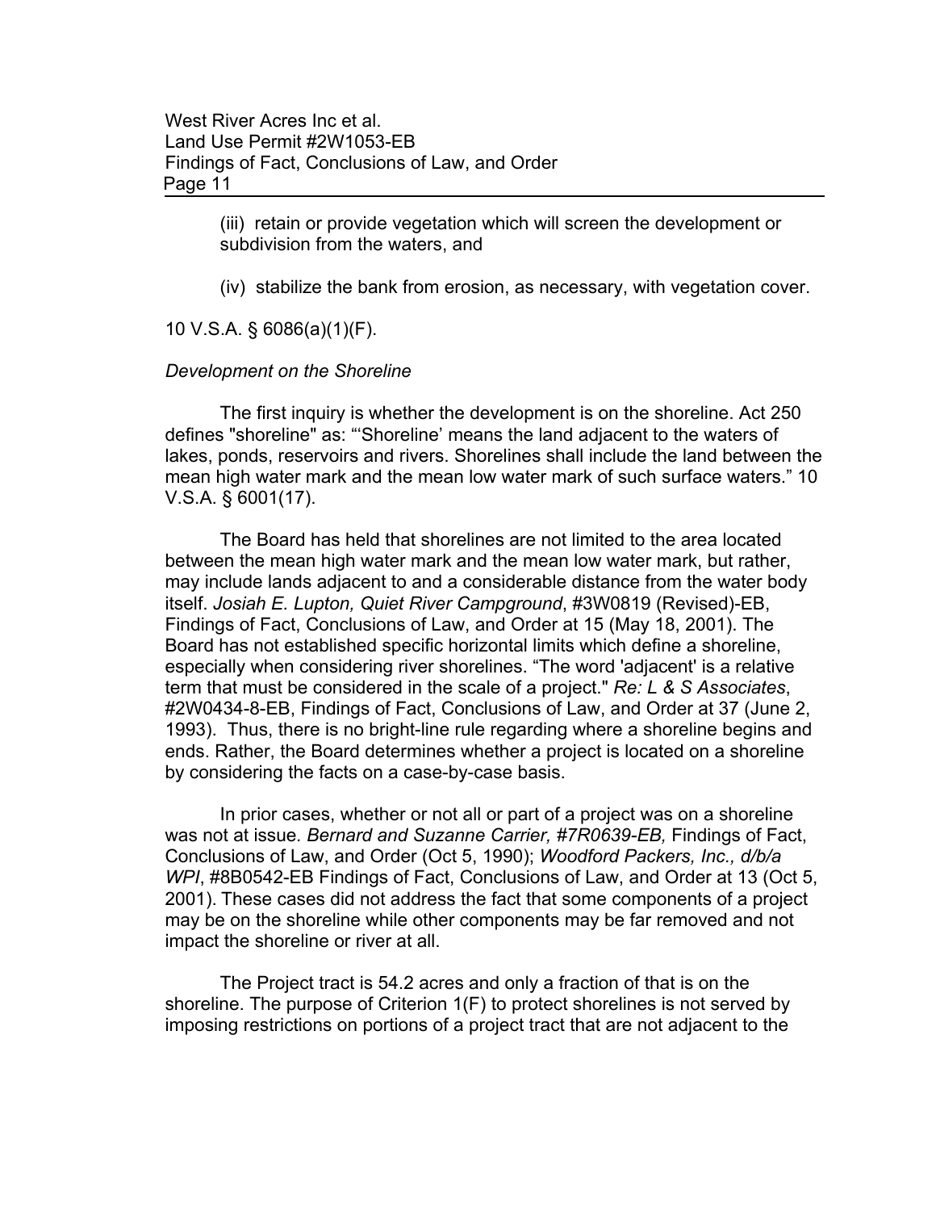(iii) retain or provide vegetation which will screen the development or subdivision from the waters, and

(iv) stabilize the bank from erosion, as necessary, with vegetation cover.

10 V.S.A. § 6086(a)(1)(F).

*Development on the Shoreline*

The first inquiry is whether the development is on the shoreline. Act 250 defines "shoreline" as: "'Shoreline' means the land adjacent to the waters of lakes, ponds, reservoirs and rivers. Shorelines shall include the land between the mean high water mark and the mean low water mark of such surface waters." 10 V.S.A. § 6001(17).

The Board has held that shorelines are not limited to the area located between the mean high water mark and the mean low water mark, but rather, may include lands adjacent to and a considerable distance from the water body itself. *Josiah E. Lupton, Quiet River Campground*, #3W0819 (Revised)-EB, Findings of Fact, Conclusions of Law, and Order at 15 (May 18, 2001). The Board has not established specific horizontal limits which define a shoreline, especially when considering river shorelines. "The word 'adjacent' is a relative term that must be considered in the scale of a project." *Re: L & S Associates*, #2W0434-8-EB, Findings of Fact, Conclusions of Law, and Order at 37 (June 2, 1993). Thus, there is no bright-line rule regarding where a shoreline begins and ends. Rather, the Board determines whether a project is located on a shoreline by considering the facts on a case-by-case basis.

In prior cases, whether or not all or part of a project was on a shoreline was not at issue. *Bernard and Suzanne Carrier, #7R0639-EB,* Findings of Fact, Conclusions of Law, and Order (Oct 5, 1990); *Woodford Packers, Inc., d/b/a WPI*, #8B0542-EB Findings of Fact, Conclusions of Law, and Order at 13 (Oct 5, 2001). These cases did not address the fact that some components of a project may be on the shoreline while other components may be far removed and not impact the shoreline or river at all.

The Project tract is 54.2 acres and only a fraction of that is on the shoreline. The purpose of Criterion 1(F) to protect shorelines is not served by imposing restrictions on portions of a project tract that are not adjacent to the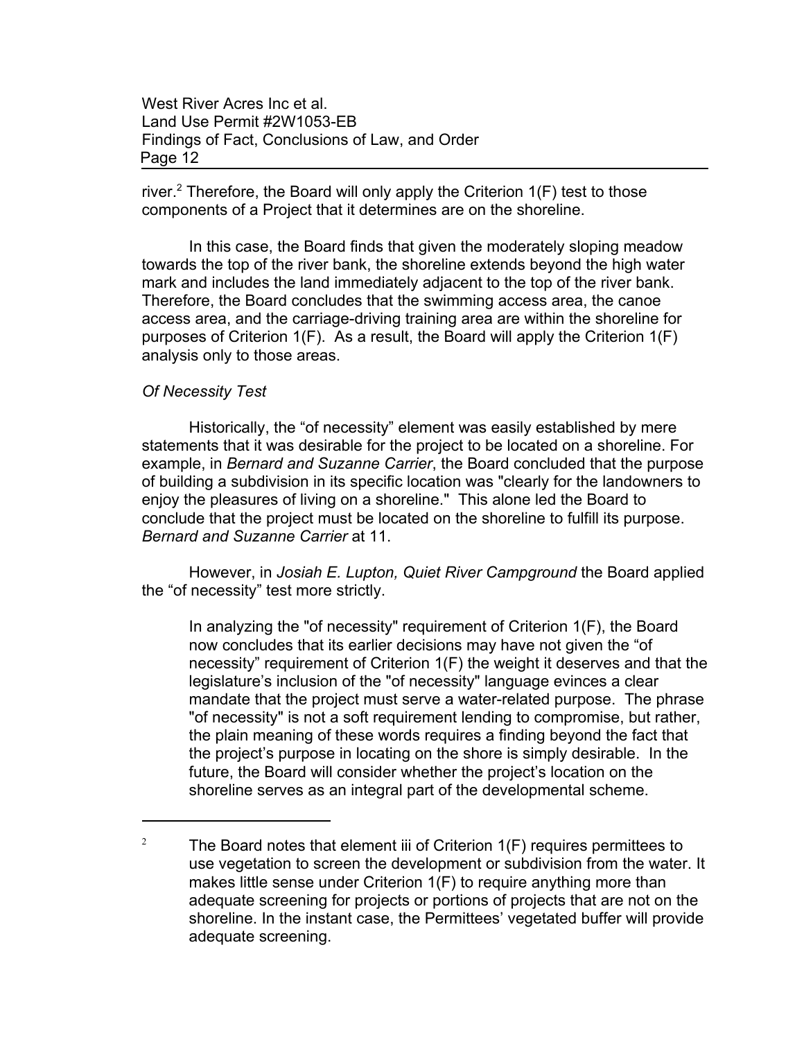river.[2] Therefore, the Board will only apply the Criterion 1(F) test to those components of a Project that it determines are on the shoreline.

In this case, the Board finds that given the moderately sloping meadow towards the top of the river bank, the shoreline extends beyond the high water mark and includes the land immediately adjacent to the top of the river bank. Therefore, the Board concludes that the swimming access area, the canoe access area, and the carriage-driving training area are within the shoreline for purposes of Criterion 1(F). As a result, the Board will apply the Criterion 1(F) analysis only to those areas.

*Of Necessity Test*

Historically, the "of necessity" element was easily established by mere statements that it was desirable for the project to be located on a shoreline. For example, in *Bernard and Suzanne Carrier*, the Board concluded that the purpose of building a subdivision in its specific location was "clearly for the landowners to enjoy the pleasures of living on a shoreline." This alone led the Board to conclude that the project must be located on the shoreline to fulfill its purpose. *Bernard and Suzanne Carrier* at 11.

However, in *Josiah E. Lupton, Quiet River Campground* the Board applied the "of necessity" test more strictly.

> In analyzing the "of necessity" requirement of Criterion 1(F), the Board now concludes that its earlier decisions may have not given the "of necessity" requirement of Criterion 1(F) the weight it deserves and that the legislature's inclusion of the "of necessity" language evinces a clear mandate that the project must serve a water-related purpose. The phrase "of necessity" is not a soft requirement lending to compromise, but rather, the plain meaning of these words requires a finding beyond the fact that the project's purpose in locating on the shore is simply desirable. In the future, the Board will consider whether the project's location on the shoreline serves as an integral part of the developmental scheme.

---

[2] The Board notes that element iii of Criterion 1(F) requires permittees to use vegetation to screen the development or subdivision from the water. It makes little sense under Criterion 1(F) to require anything more than adequate screening for projects or portions of projects that are not on the shoreline. In the instant case, the Permittees' vegetated buffer will provide adequate screening.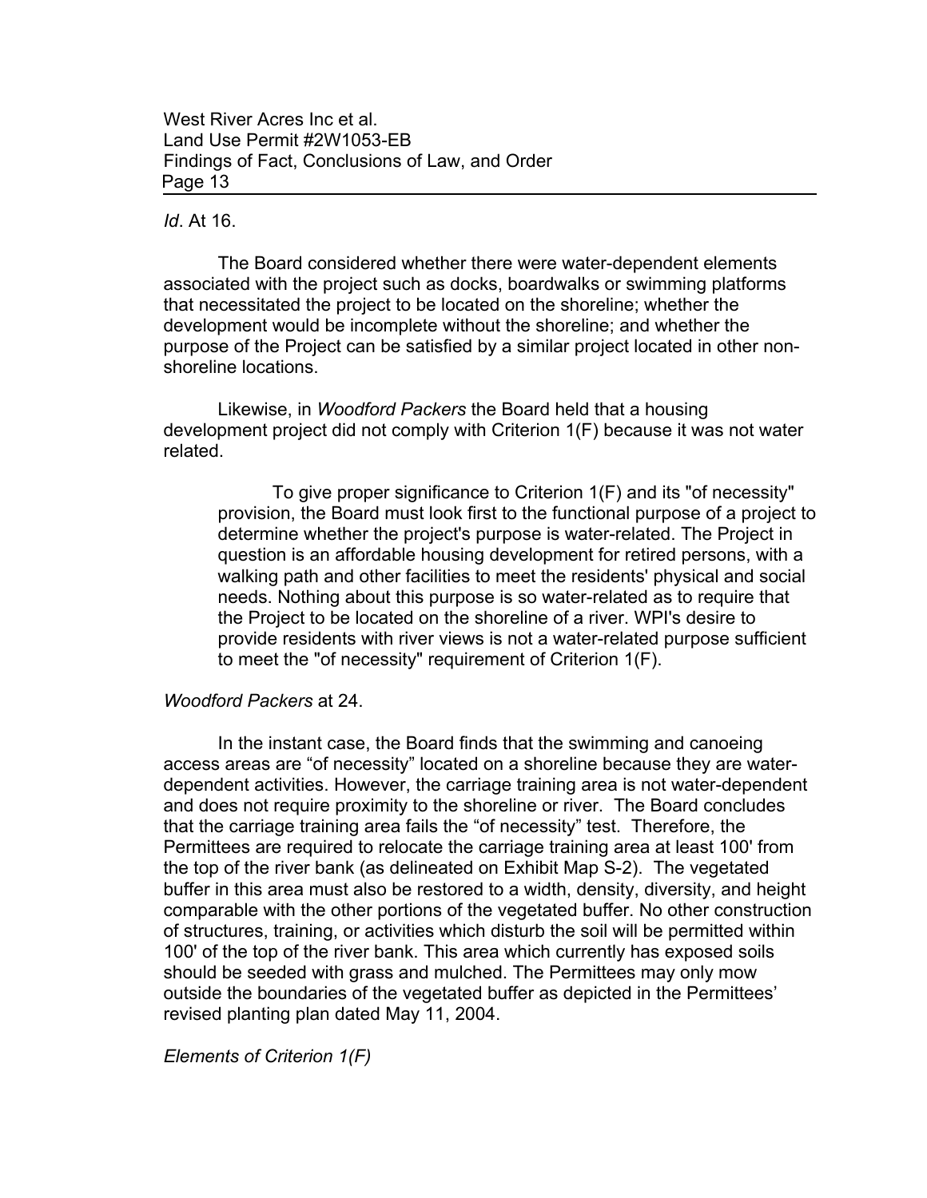*Id*. At 16.

The Board considered whether there were water-dependent elements associated with the project such as docks, boardwalks or swimming platforms that necessitated the project to be located on the shoreline; whether the development would be incomplete without the shoreline; and whether the purpose of the Project can be satisfied by a similar project located in other non-shoreline locations.

Likewise, in *Woodford Packers* the Board held that a housing development project did not comply with Criterion 1(F) because it was not water related.

> To give proper significance to Criterion 1(F) and its "of necessity" provision, the Board must look first to the functional purpose of a project to determine whether the project's purpose is water-related. The Project in question is an affordable housing development for retired persons, with a walking path and other facilities to meet the residents' physical and social needs. Nothing about this purpose is so water-related as to require that the Project to be located on the shoreline of a river. WPI's desire to provide residents with river views is not a water-related purpose sufficient to meet the "of necessity" requirement of Criterion 1(F).

*Woodford Packers* at 24.

In the instant case, the Board finds that the swimming and canoeing access areas are "of necessity" located on a shoreline because they are water-dependent activities. However, the carriage training area is not water-dependent and does not require proximity to the shoreline or river. The Board concludes that the carriage training area fails the "of necessity" test. Therefore, the Permittees are required to relocate the carriage training area at least 100' from the top of the river bank (as delineated on Exhibit Map S-2). The vegetated buffer in this area must also be restored to a width, density, diversity, and height comparable with the other portions of the vegetated buffer. No other construction of structures, training, or activities which disturb the soil will be permitted within 100' of the top of the river bank. This area which currently has exposed soils should be seeded with grass and mulched. The Permittees may only mow outside the boundaries of the vegetated buffer as depicted in the Permittees' revised planting plan dated May 11, 2004.

*Elements of Criterion 1(F)*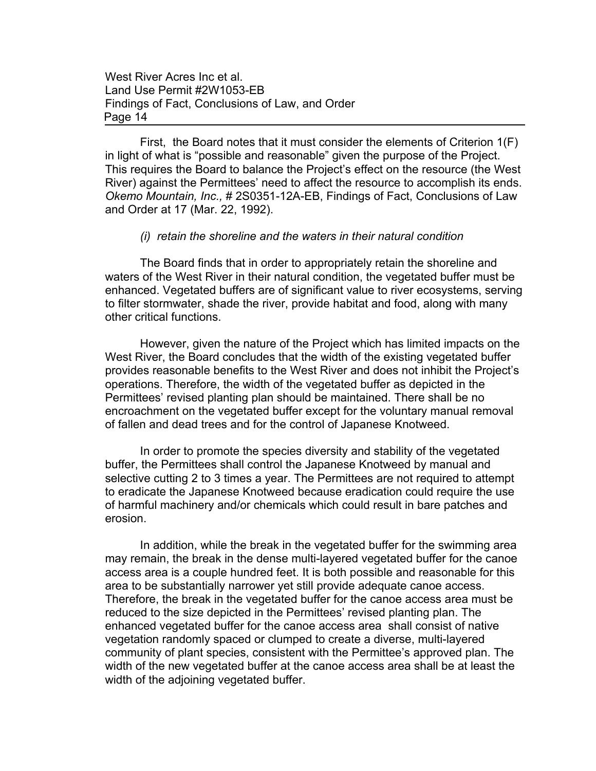First, the Board notes that it must consider the elements of Criterion 1(F) in light of what is "possible and reasonable" given the purpose of the Project. This requires the Board to balance the Project's effect on the resource (the West River) against the Permittees' need to affect the resource to accomplish its ends. *Okemo Mountain, Inc.,* # 2S0351-12A-EB, Findings of Fact, Conclusions of Law and Order at 17 (Mar. 22, 1992).

*(i) retain the shoreline and the waters in their natural condition*

The Board finds that in order to appropriately retain the shoreline and waters of the West River in their natural condition, the vegetated buffer must be enhanced. Vegetated buffers are of significant value to river ecosystems, serving to filter stormwater, shade the river, provide habitat and food, along with many other critical functions.

However, given the nature of the Project which has limited impacts on the West River, the Board concludes that the width of the existing vegetated buffer provides reasonable benefits to the West River and does not inhibit the Project's operations. Therefore, the width of the vegetated buffer as depicted in the Permittees' revised planting plan should be maintained. There shall be no encroachment on the vegetated buffer except for the voluntary manual removal of fallen and dead trees and for the control of Japanese Knotweed.

In order to promote the species diversity and stability of the vegetated buffer, the Permittees shall control the Japanese Knotweed by manual and selective cutting 2 to 3 times a year. The Permittees are not required to attempt to eradicate the Japanese Knotweed because eradication could require the use of harmful machinery and/or chemicals which could result in bare patches and erosion.

In addition, while the break in the vegetated buffer for the swimming area may remain, the break in the dense multi-layered vegetated buffer for the canoe access area is a couple hundred feet. It is both possible and reasonable for this area to be substantially narrower yet still provide adequate canoe access. Therefore, the break in the vegetated buffer for the canoe access area must be reduced to the size depicted in the Permittees' revised planting plan. The enhanced vegetated buffer for the canoe access area shall consist of native vegetation randomly spaced or clumped to create a diverse, multi-layered community of plant species, consistent with the Permittee's approved plan. The width of the new vegetated buffer at the canoe access area shall be at least the width of the adjoining vegetated buffer.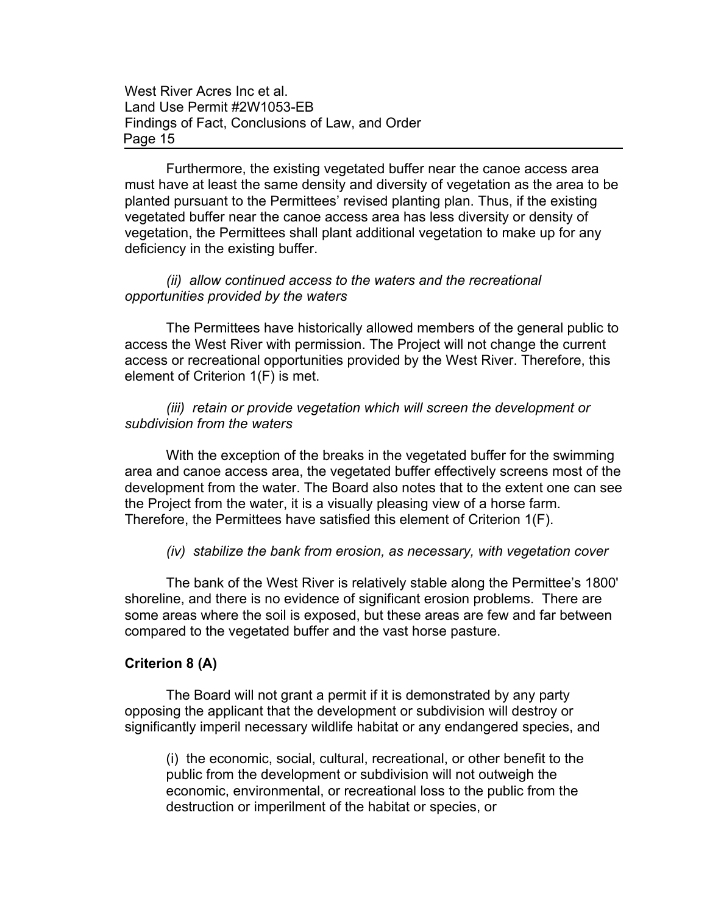Furthermore, the existing vegetated buffer near the canoe access area must have at least the same density and diversity of vegetation as the area to be planted pursuant to the Permittees' revised planting plan. Thus, if the existing vegetated buffer near the canoe access area has less diversity or density of vegetation, the Permittees shall plant additional vegetation to make up for any deficiency in the existing buffer.

*(ii) allow continued access to the waters and the recreational opportunities provided by the waters*

The Permittees have historically allowed members of the general public to access the West River with permission. The Project will not change the current access or recreational opportunities provided by the West River. Therefore, this element of Criterion 1(F) is met.

*(iii) retain or provide vegetation which will screen the development or subdivision from the waters*

With the exception of the breaks in the vegetated buffer for the swimming area and canoe access area, the vegetated buffer effectively screens most of the development from the water. The Board also notes that to the extent one can see the Project from the water, it is a visually pleasing view of a horse farm. Therefore, the Permittees have satisfied this element of Criterion 1(F).

*(iv) stabilize the bank from erosion, as necessary, with vegetation cover*

The bank of the West River is relatively stable along the Permittee's 1800' shoreline, and there is no evidence of significant erosion problems. There are some areas where the soil is exposed, but these areas are few and far between compared to the vegetated buffer and the vast horse pasture.

**Criterion 8 (A)**

The Board will not grant a permit if it is demonstrated by any party opposing the applicant that the development or subdivision will destroy or significantly imperil necessary wildlife habitat or any endangered species, and

> (i) the economic, social, cultural, recreational, or other benefit to the public from the development or subdivision will not outweigh the economic, environmental, or recreational loss to the public from the destruction or imperilment of the habitat or species, or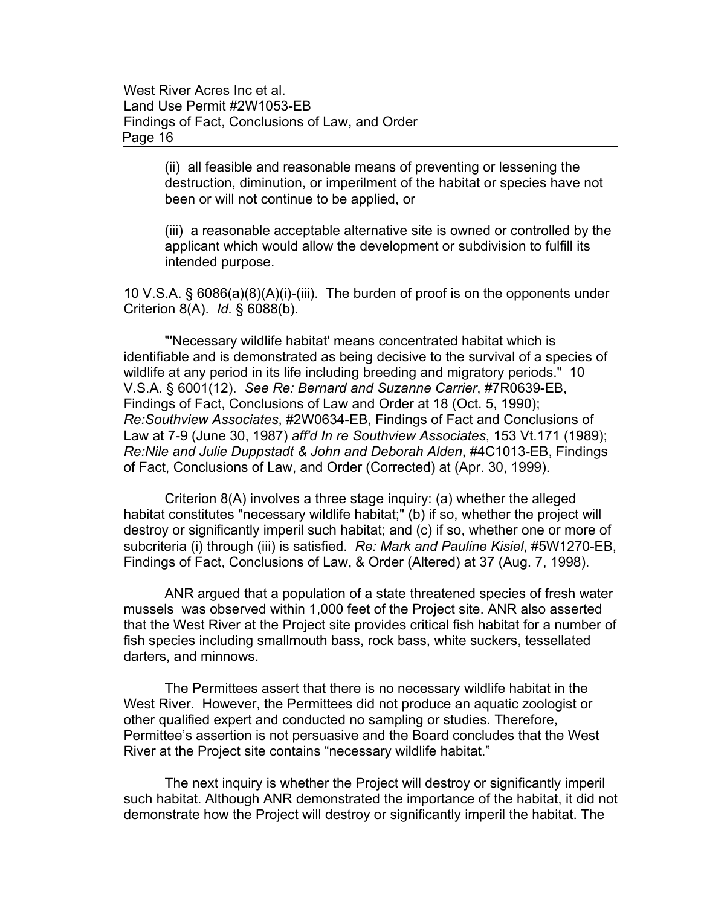(ii) all feasible and reasonable means of preventing or lessening the destruction, diminution, or imperilment of the habitat or species have not been or will not continue to be applied, or

(iii) a reasonable acceptable alternative site is owned or controlled by the applicant which would allow the development or subdivision to fulfill its intended purpose.

10 V.S.A. § 6086(a)(8)(A)(i)-(iii). The burden of proof is on the opponents under Criterion 8(A). *Id.* § 6088(b).

"'Necessary wildlife habitat' means concentrated habitat which is identifiable and is demonstrated as being decisive to the survival of a species of wildlife at any period in its life including breeding and migratory periods." 10 V.S.A. § 6001(12). *See Re: Bernard and Suzanne Carrier*, #7R0639-EB, Findings of Fact, Conclusions of Law and Order at 18 (Oct. 5, 1990); *Re:Southview Associates*, #2W0634-EB, Findings of Fact and Conclusions of Law at 7-9 (June 30, 1987) *aff'd In re Southview Associates*, 153 Vt.171 (1989); *Re:Nile and Julie Duppstadt & John and Deborah Alden*, #4C1013-EB, Findings of Fact, Conclusions of Law, and Order (Corrected) at (Apr. 30, 1999).

Criterion 8(A) involves a three stage inquiry: (a) whether the alleged habitat constitutes "necessary wildlife habitat;" (b) if so, whether the project will destroy or significantly imperil such habitat; and (c) if so, whether one or more of subcriteria (i) through (iii) is satisfied. *Re: Mark and Pauline Kisiel*, #5W1270-EB, Findings of Fact, Conclusions of Law, & Order (Altered) at 37 (Aug. 7, 1998).

ANR argued that a population of a state threatened species of fresh water mussels was observed within 1,000 feet of the Project site. ANR also asserted that the West River at the Project site provides critical fish habitat for a number of fish species including smallmouth bass, rock bass, white suckers, tessellated darters, and minnows.

The Permittees assert that there is no necessary wildlife habitat in the West River. However, the Permittees did not produce an aquatic zoologist or other qualified expert and conducted no sampling or studies. Therefore, Permittee's assertion is not persuasive and the Board concludes that the West River at the Project site contains "necessary wildlife habitat."

The next inquiry is whether the Project will destroy or significantly imperil such habitat. Although ANR demonstrated the importance of the habitat, it did not demonstrate how the Project will destroy or significantly imperil the habitat. The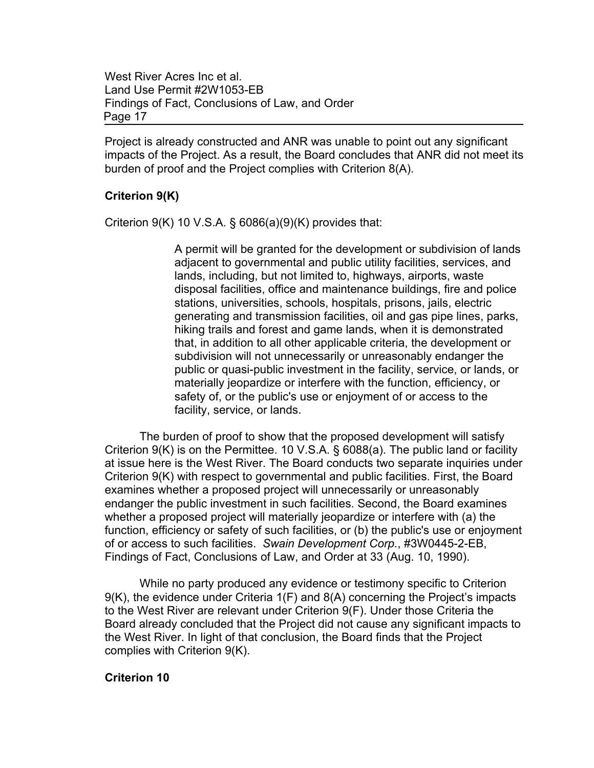Project is already constructed and ANR was unable to point out any significant impacts of the Project. As a result, the Board concludes that ANR did not meet its burden of proof and the Project complies with Criterion 8(A).

**Criterion 9(K)**

Criterion 9(K) 10 V.S.A. § 6086(a)(9)(K) provides that:

> A permit will be granted for the development or subdivision of lands adjacent to governmental and public utility facilities, services, and lands, including, but not limited to, highways, airports, waste disposal facilities, office and maintenance buildings, fire and police stations, universities, schools, hospitals, prisons, jails, electric generating and transmission facilities, oil and gas pipe lines, parks, hiking trails and forest and game lands, when it is demonstrated that, in addition to all other applicable criteria, the development or subdivision will not unnecessarily or unreasonably endanger the public or quasi-public investment in the facility, service, or lands, or materially jeopardize or interfere with the function, efficiency, or safety of, or the public's use or enjoyment of or access to the facility, service, or lands.

The burden of proof to show that the proposed development will satisfy Criterion 9(K) is on the Permittee. 10 V.S.A. § 6088(a). The public land or facility at issue here is the West River. The Board conducts two separate inquiries under Criterion 9(K) with respect to governmental and public facilities. First, the Board examines whether a proposed project will unnecessarily or unreasonably endanger the public investment in such facilities. Second, the Board examines whether a proposed project will materially jeopardize or interfere with (a) the function, efficiency or safety of such facilities, or (b) the public's use or enjoyment of or access to such facilities. *Swain Development Corp.*, #3W0445-2-EB, Findings of Fact, Conclusions of Law, and Order at 33 (Aug. 10, 1990).

While no party produced any evidence or testimony specific to Criterion 9(K), the evidence under Criteria 1(F) and 8(A) concerning the Project's impacts to the West River are relevant under Criterion 9(F). Under those Criteria the Board already concluded that the Project did not cause any significant impacts to the West River. In light of that conclusion, the Board finds that the Project complies with Criterion 9(K).

**Criterion 10**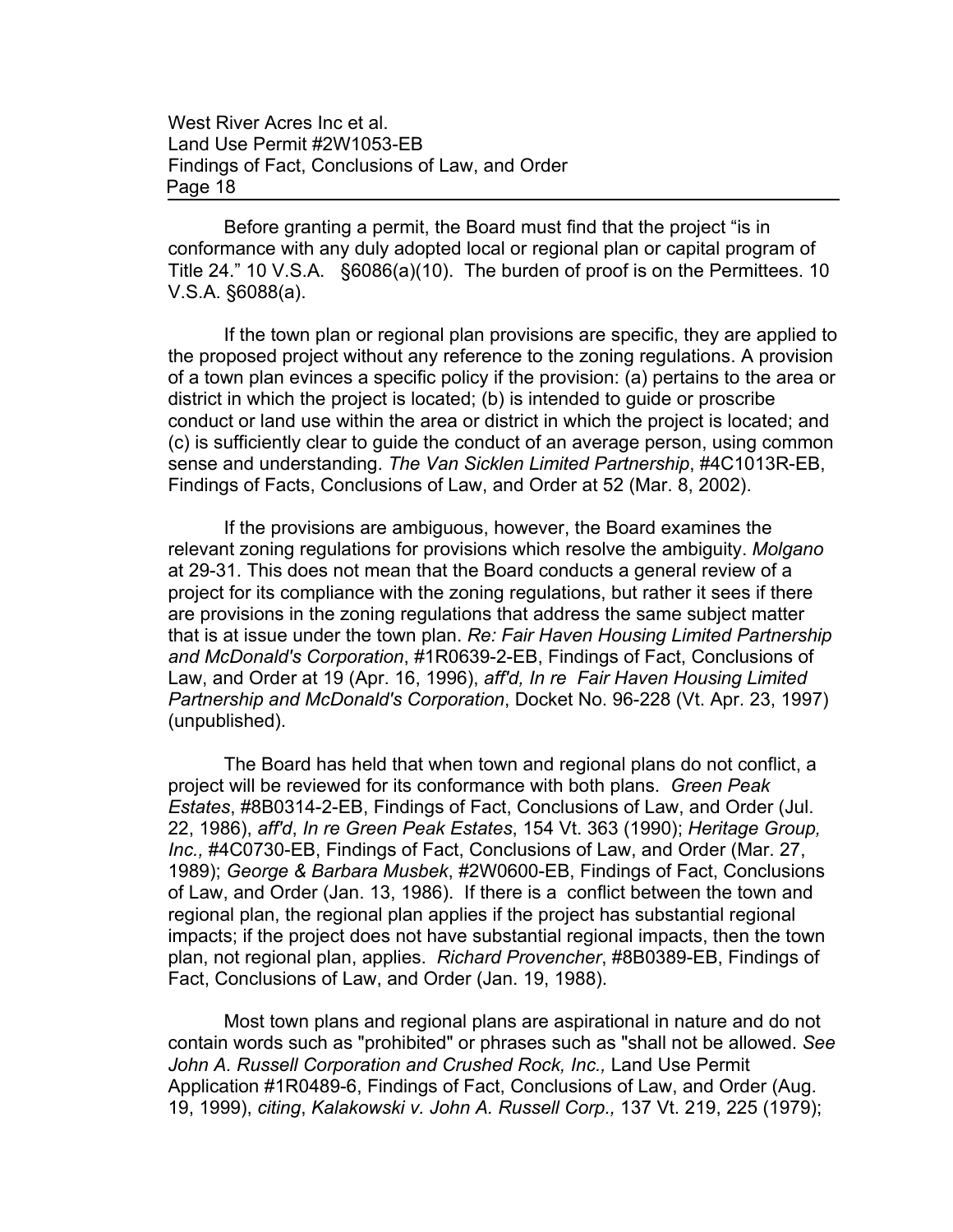Before granting a permit, the Board must find that the project "is in conformance with any duly adopted local or regional plan or capital program of Title 24." 10 V.S.A. §6086(a)(10). The burden of proof is on the Permittees. 10 V.S.A. §6088(a).

If the town plan or regional plan provisions are specific, they are applied to the proposed project without any reference to the zoning regulations. A provision of a town plan evinces a specific policy if the provision: (a) pertains to the area or district in which the project is located; (b) is intended to guide or proscribe conduct or land use within the area or district in which the project is located; and (c) is sufficiently clear to guide the conduct of an average person, using common sense and understanding. *The Van Sicklen Limited Partnership*, #4C1013R-EB, Findings of Facts, Conclusions of Law, and Order at 52 (Mar. 8, 2002).

If the provisions are ambiguous, however, the Board examines the relevant zoning regulations for provisions which resolve the ambiguity. *Molgano* at 29-31. This does not mean that the Board conducts a general review of a project for its compliance with the zoning regulations, but rather it sees if there are provisions in the zoning regulations that address the same subject matter that is at issue under the town plan. *Re: Fair Haven Housing Limited Partnership and McDonald's Corporation*, #1R0639-2-EB, Findings of Fact, Conclusions of Law, and Order at 19 (Apr. 16, 1996), *aff'd, In re Fair Haven Housing Limited Partnership and McDonald's Corporation*, Docket No. 96-228 (Vt. Apr. 23, 1997) (unpublished).

The Board has held that when town and regional plans do not conflict, a project will be reviewed for its conformance with both plans. *Green Peak Estates*, #8B0314-2-EB, Findings of Fact, Conclusions of Law, and Order (Jul. 22, 1986), *aff'd*, *In re Green Peak Estates*, 154 Vt. 363 (1990); *Heritage Group, Inc.,* #4C0730-EB, Findings of Fact, Conclusions of Law, and Order (Mar. 27, 1989); *George & Barbara Musbek*, #2W0600-EB, Findings of Fact, Conclusions of Law, and Order (Jan. 13, 1986). If there is a conflict between the town and regional plan, the regional plan applies if the project has substantial regional impacts; if the project does not have substantial regional impacts, then the town plan, not regional plan, applies. *Richard Provencher*, #8B0389-EB, Findings of Fact, Conclusions of Law, and Order (Jan. 19, 1988).

Most town plans and regional plans are aspirational in nature and do not contain words such as "prohibited" or phrases such as "shall not be allowed. *See John A. Russell Corporation and Crushed Rock, Inc.,* Land Use Permit Application #1R0489-6, Findings of Fact, Conclusions of Law, and Order (Aug. 19, 1999), *citing*, *Kalakowski v. John A. Russell Corp.,* 137 Vt. 219, 225 (1979);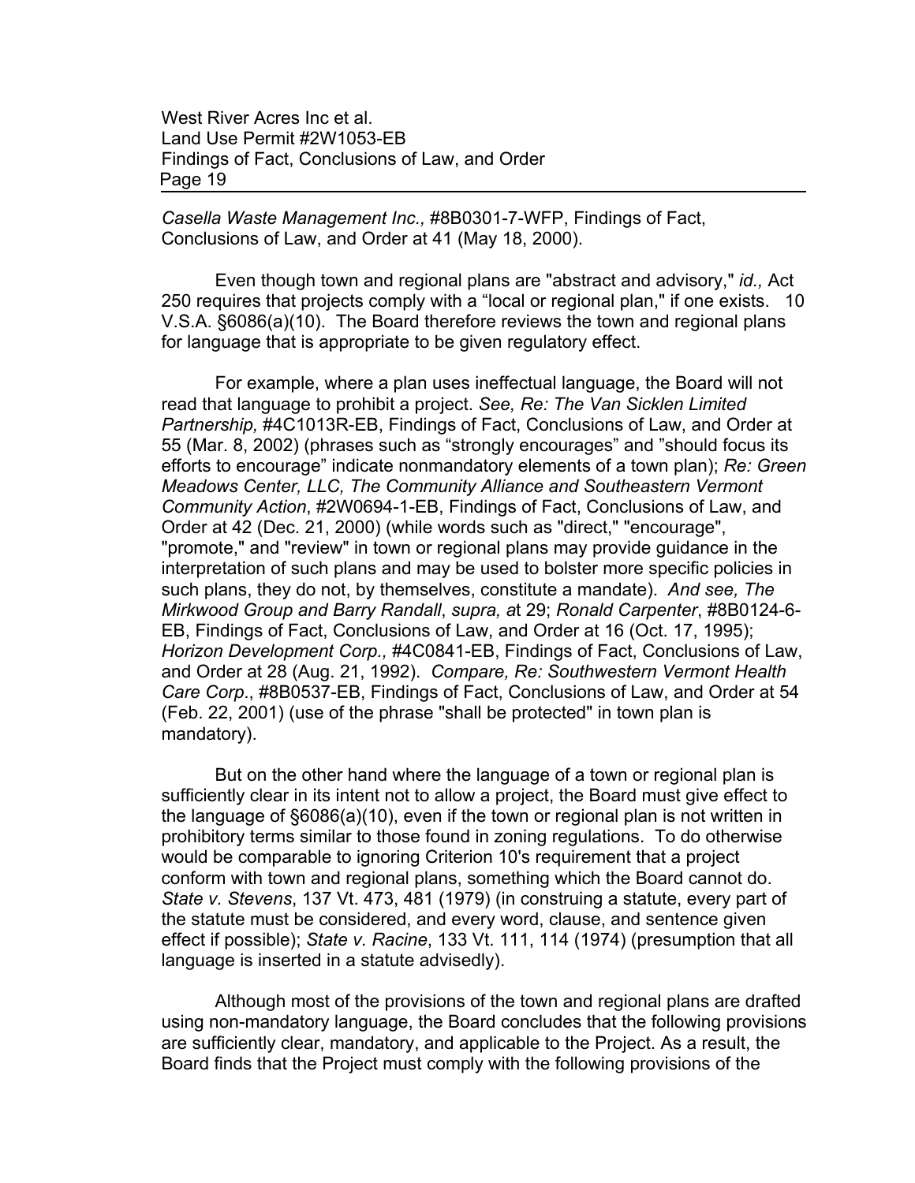*Casella Waste Management Inc.,* #8B0301-7-WFP, Findings of Fact, Conclusions of Law, and Order at 41 (May 18, 2000).

Even though town and regional plans are "abstract and advisory," *id.,* Act 250 requires that projects comply with a "local or regional plan," if one exists. 10 V.S.A. §6086(a)(10). The Board therefore reviews the town and regional plans for language that is appropriate to be given regulatory effect.

For example, where a plan uses ineffectual language, the Board will not read that language to prohibit a project. *See, Re: The Van Sicklen Limited Partnership,* #4C1013R-EB, Findings of Fact, Conclusions of Law, and Order at 55 (Mar. 8, 2002) (phrases such as "strongly encourages" and "should focus its efforts to encourage" indicate nonmandatory elements of a town plan); *Re: Green Meadows Center, LLC, The Community Alliance and Southeastern Vermont Community Action*, #2W0694-1-EB, Findings of Fact, Conclusions of Law, and Order at 42 (Dec. 21, 2000) (while words such as "direct," "encourage", "promote," and "review" in town or regional plans may provide guidance in the interpretation of such plans and may be used to bolster more specific policies in such plans, they do not, by themselves, constitute a mandate). *And see, The Mirkwood Group and Barry Randall*, *supra, a*t 29; *Ronald Carpenter*, #8B0124-6-EB, Findings of Fact, Conclusions of Law, and Order at 16 (Oct. 17, 1995); *Horizon Development Corp.,* #4C0841-EB, Findings of Fact, Conclusions of Law, and Order at 28 (Aug. 21, 1992). *Compare, Re: Southwestern Vermont Health Care Corp*., #8B0537-EB, Findings of Fact, Conclusions of Law, and Order at 54 (Feb. 22, 2001) (use of the phrase "shall be protected" in town plan is mandatory).

But on the other hand where the language of a town or regional plan is sufficiently clear in its intent not to allow a project, the Board must give effect to the language of §6086(a)(10), even if the town or regional plan is not written in prohibitory terms similar to those found in zoning regulations. To do otherwise would be comparable to ignoring Criterion 10's requirement that a project conform with town and regional plans, something which the Board cannot do. *State v. Stevens*, 137 Vt. 473, 481 (1979) (in construing a statute, every part of the statute must be considered, and every word, clause, and sentence given effect if possible); *State v. Racine*, 133 Vt. 111, 114 (1974) (presumption that all language is inserted in a statute advisedly).

Although most of the provisions of the town and regional plans are drafted using non-mandatory language, the Board concludes that the following provisions are sufficiently clear, mandatory, and applicable to the Project. As a result, the Board finds that the Project must comply with the following provisions of the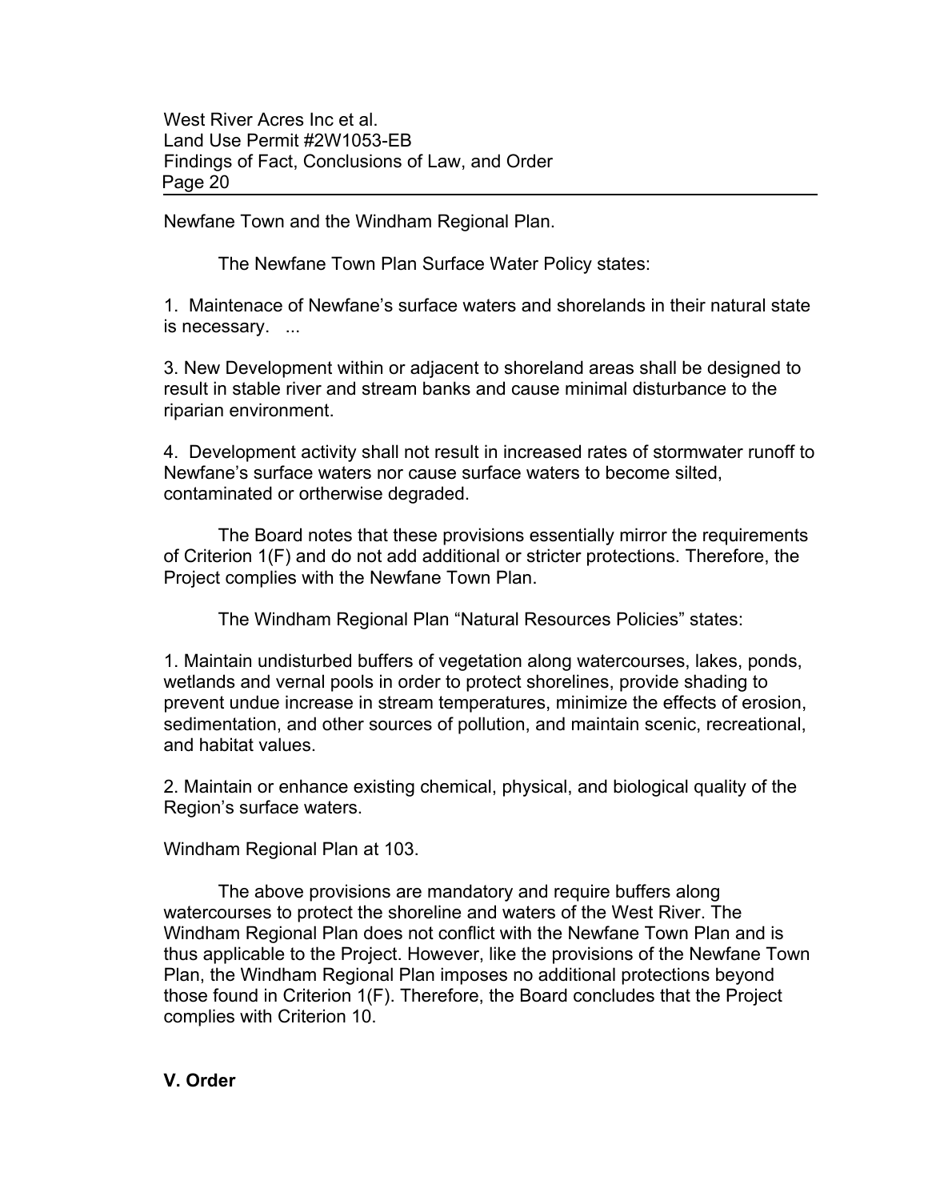Newfane Town and the Windham Regional Plan.

The Newfane Town Plan Surface Water Policy states:

1. Maintenace of Newfane's surface waters and shorelands in their natural state is necessary. ...

3. New Development within or adjacent to shoreland areas shall be designed to result in stable river and stream banks and cause minimal disturbance to the riparian environment.

4. Development activity shall not result in increased rates of stormwater runoff to Newfane's surface waters nor cause surface waters to become silted, contaminated or ortherwise degraded.

The Board notes that these provisions essentially mirror the requirements of Criterion 1(F) and do not add additional or stricter protections. Therefore, the Project complies with the Newfane Town Plan.

The Windham Regional Plan "Natural Resources Policies" states:

1. Maintain undisturbed buffers of vegetation along watercourses, lakes, ponds, wetlands and vernal pools in order to protect shorelines, provide shading to prevent undue increase in stream temperatures, minimize the effects of erosion, sedimentation, and other sources of pollution, and maintain scenic, recreational, and habitat values.

2. Maintain or enhance existing chemical, physical, and biological quality of the Region's surface waters.

Windham Regional Plan at 103.

The above provisions are mandatory and require buffers along watercourses to protect the shoreline and waters of the West River. The Windham Regional Plan does not conflict with the Newfane Town Plan and is thus applicable to the Project. However, like the provisions of the Newfane Town Plan, the Windham Regional Plan imposes no additional protections beyond those found in Criterion 1(F). Therefore, the Board concludes that the Project complies with Criterion 10.

## V. Order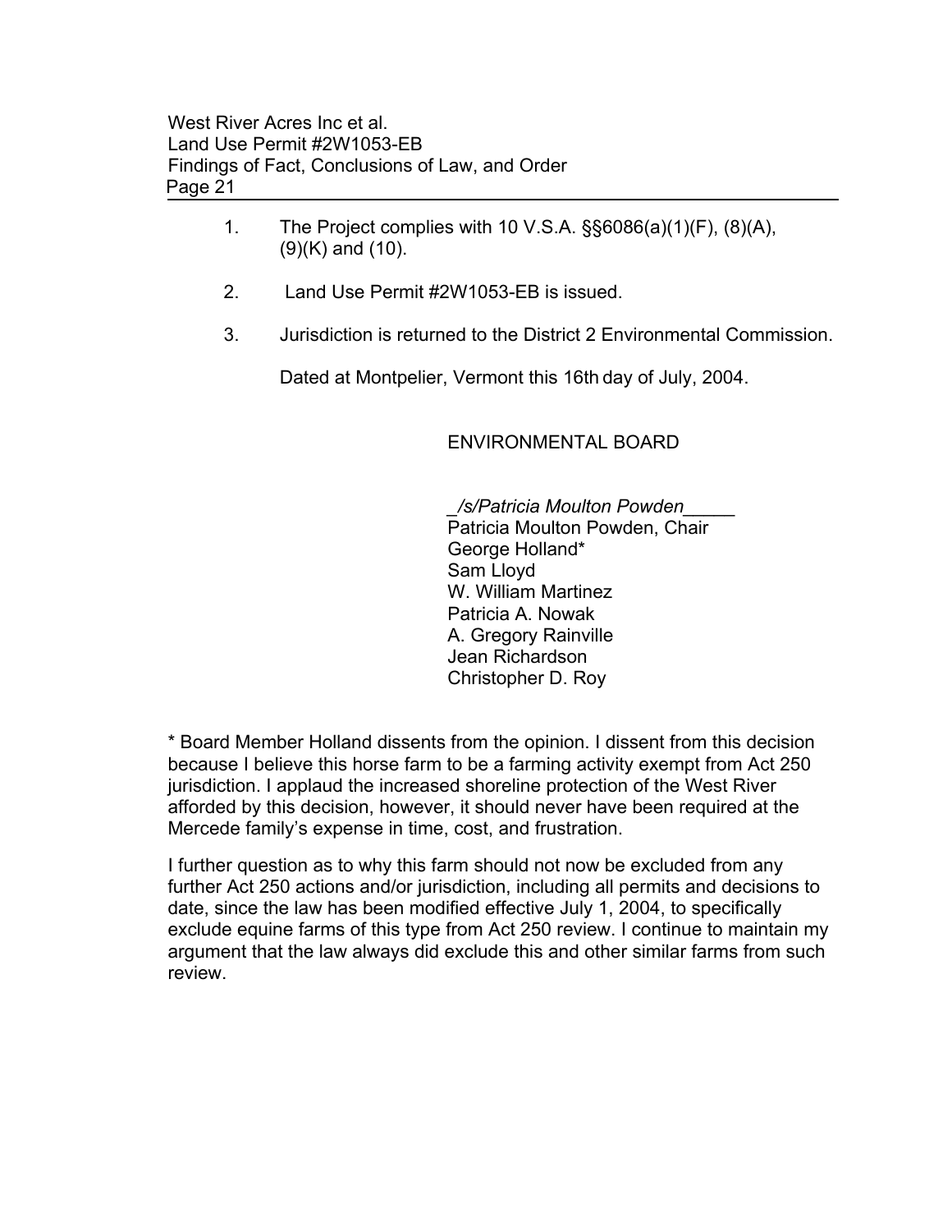1. The Project complies with 10 V.S.A. §§6086(a)(1)(F), (8)(A), (9)(K) and (10).

2. Land Use Permit #2W1053-EB is issued.

3. Jurisdiction is returned to the District 2 Environmental Commission.

Dated at Montpelier, Vermont this 16th day of July, 2004.

ENVIRONMENTAL BOARD

_*/s/Patricia Moulton Powden*_____
Patricia Moulton Powden, Chair
George Holland*
Sam Lloyd
W. William Martinez
Patricia A. Nowak
A. Gregory Rainville
Jean Richardson
Christopher D. Roy

* Board Member Holland dissents from the opinion. I dissent from this decision because I believe this horse farm to be a farming activity exempt from Act 250 jurisdiction. I applaud the increased shoreline protection of the West River afforded by this decision, however, it should never have been required at the Mercede family's expense in time, cost, and frustration.

I further question as to why this farm should not now be excluded from any further Act 250 actions and/or jurisdiction, including all permits and decisions to date, since the law has been modified effective July 1, 2004, to specifically exclude equine farms of this type from Act 250 review. I continue to maintain my argument that the law always did exclude this and other similar farms from such review.